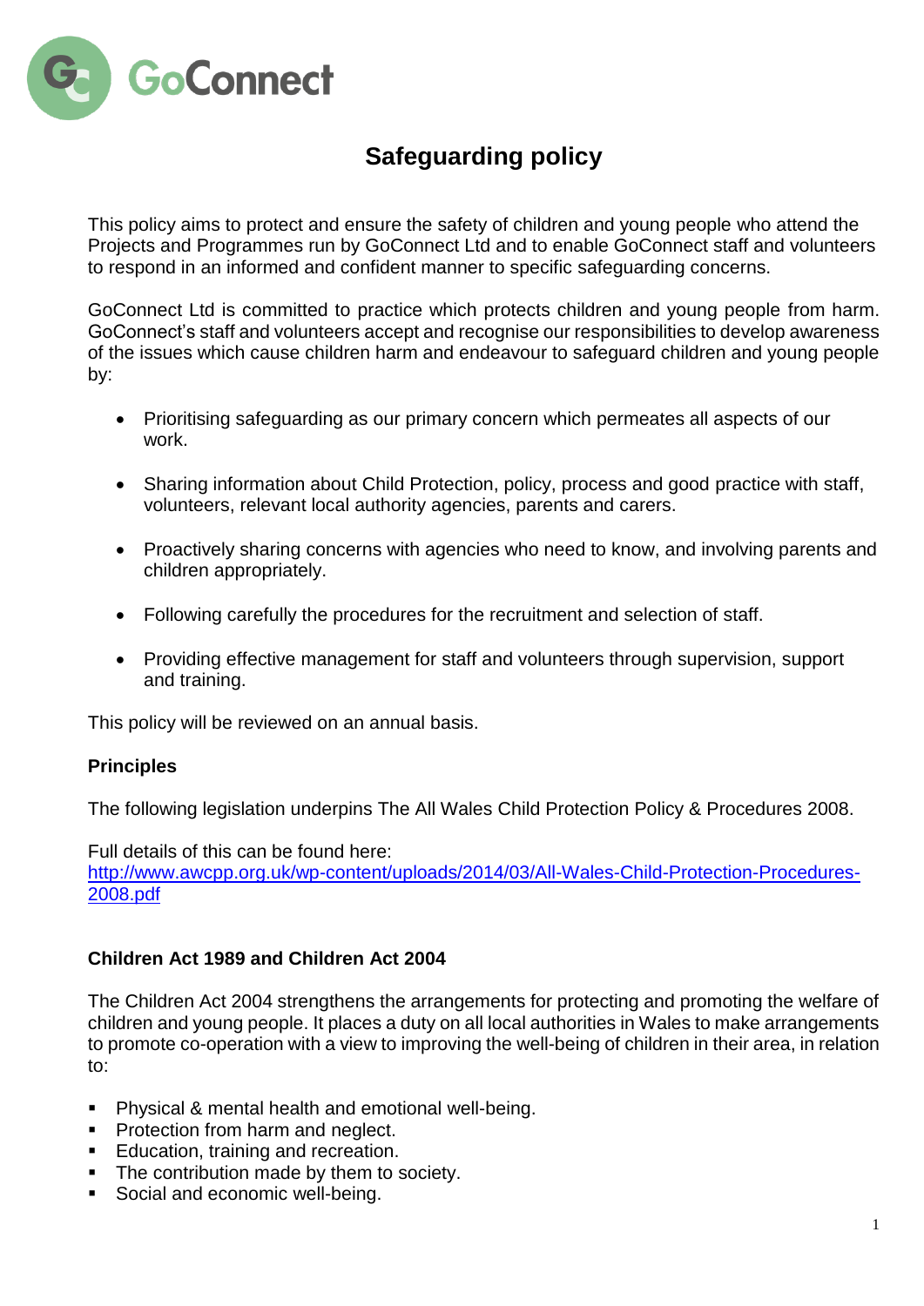GoConnect

# Safeguarding policy

This policy aims to protect and ensure the safety of children and young people who attend the Projects and Programmes run by GoConnect Ltd and to enable GoConnect staff and volunteers to respond in an informed and confident manner to specific safeguarding concerns.

GoConnect Ltd is committed to practice which protects children and young people from harm. GoConnect's staff and volunteers accept and recognise our responsibilities to develop awareness of the issues which cause children harm and endeavour to safeguard children and young people by:

- Prioritising safeguarding as our primary concern which permeates all aspects of our work.
- Sharing information about Child Protection, policy, process and good practice with staff, volunteers, relevant local authority agencies, parents and carers.
- Proactively sharing concerns with agencies who need to know, and involving parents and children appropriately.
- Following carefully the procedures for the recruitment and selection of staff.
- Providing effective management for staff and volunteers through supervision, support and training.

This policy will be reviewed on an annual basis.

### Principles

The following legislation underpins The All Wales Child Protection Policy & Procedures 2008.

Full details of this can be found here:
[http://www.awcpp.org.uk/wp-content/uploads/2014/03/All-Wales-Child-Protection-Procedures-2008.pdf](http://www.awcpp.org.uk/wp-content/uploads/2014/03/All-Wales-Child-Protection-Procedures-2008.pdf)

### Children Act 1989 and Children Act 2004

The Children Act 2004 strengthens the arrangements for protecting and promoting the welfare of children and young people. It places a duty on all local authorities in Wales to make arrangements to promote co-operation with a view to improving the well-being of children in their area, in relation to:

- Physical & mental health and emotional well-being.
- Protection from harm and neglect.
- Education, training and recreation.
- The contribution made by them to society.
- Social and economic well-being.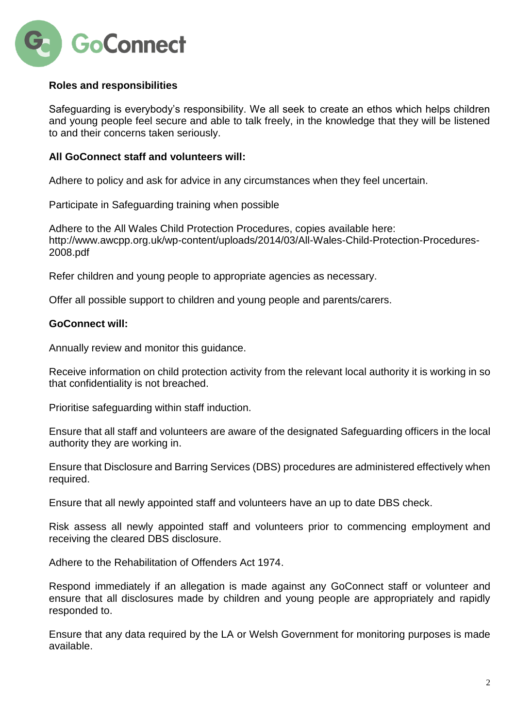**Roles and responsibilities**

Safeguarding is everybody's responsibility. We all seek to create an ethos which helps children and young people feel secure and able to talk freely, in the knowledge that they will be listened to and their concerns taken seriously.

**All GoConnect staff and volunteers will:**

Adhere to policy and ask for advice in any circumstances when they feel uncertain.

Participate in Safeguarding training when possible

Adhere to the All Wales Child Protection Procedures, copies available here: http://www.awcpp.org.uk/wp-content/uploads/2014/03/All-Wales-Child-Protection-Procedures-2008.pdf

Refer children and young people to appropriate agencies as necessary.

Offer all possible support to children and young people and parents/carers.

**GoConnect will:**

Annually review and monitor this guidance.

Receive information on child protection activity from the relevant local authority it is working in so that confidentiality is not breached.

Prioritise safeguarding within staff induction.

Ensure that all staff and volunteers are aware of the designated Safeguarding officers in the local authority they are working in.

Ensure that Disclosure and Barring Services (DBS) procedures are administered effectively when required.

Ensure that all newly appointed staff and volunteers have an up to date DBS check.

Risk assess all newly appointed staff and volunteers prior to commencing employment and receiving the cleared DBS disclosure.

Adhere to the Rehabilitation of Offenders Act 1974.

Respond immediately if an allegation is made against any GoConnect staff or volunteer and ensure that all disclosures made by children and young people are appropriately and rapidly responded to.

Ensure that any data required by the LA or Welsh Government for monitoring purposes is made available.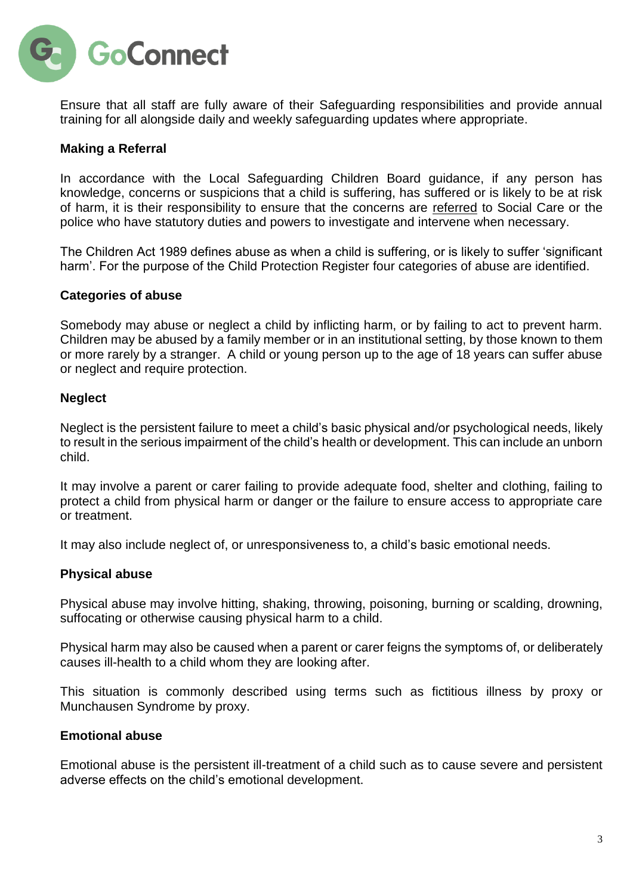Ensure that all staff are fully aware of their Safeguarding responsibilities and provide annual training for all alongside daily and weekly safeguarding updates where appropriate.

**Making a Referral**

In accordance with the Local Safeguarding Children Board guidance, if any person has knowledge, concerns or suspicions that a child is suffering, has suffered or is likely to be at risk of harm, it is their responsibility to ensure that the concerns are referred to Social Care or the police who have statutory duties and powers to investigate and intervene when necessary.

The Children Act 1989 defines abuse as when a child is suffering, or is likely to suffer 'significant harm'. For the purpose of the Child Protection Register four categories of abuse are identified.

**Categories of abuse**

Somebody may abuse or neglect a child by inflicting harm, or by failing to act to prevent harm. Children may be abused by a family member or in an institutional setting, by those known to them or more rarely by a stranger. A child or young person up to the age of 18 years can suffer abuse or neglect and require protection.

**Neglect**

Neglect is the persistent failure to meet a child's basic physical and/or psychological needs, likely to result in the serious impairment of the child's health or development. This can include an unborn child.

It may involve a parent or carer failing to provide adequate food, shelter and clothing, failing to protect a child from physical harm or danger or the failure to ensure access to appropriate care or treatment.

It may also include neglect of, or unresponsiveness to, a child's basic emotional needs.

**Physical abuse**

Physical abuse may involve hitting, shaking, throwing, poisoning, burning or scalding, drowning, suffocating or otherwise causing physical harm to a child.

Physical harm may also be caused when a parent or carer feigns the symptoms of, or deliberately causes ill-health to a child whom they are looking after.

This situation is commonly described using terms such as fictitious illness by proxy or Munchausen Syndrome by proxy.

**Emotional abuse**

Emotional abuse is the persistent ill-treatment of a child such as to cause severe and persistent adverse effects on the child's emotional development.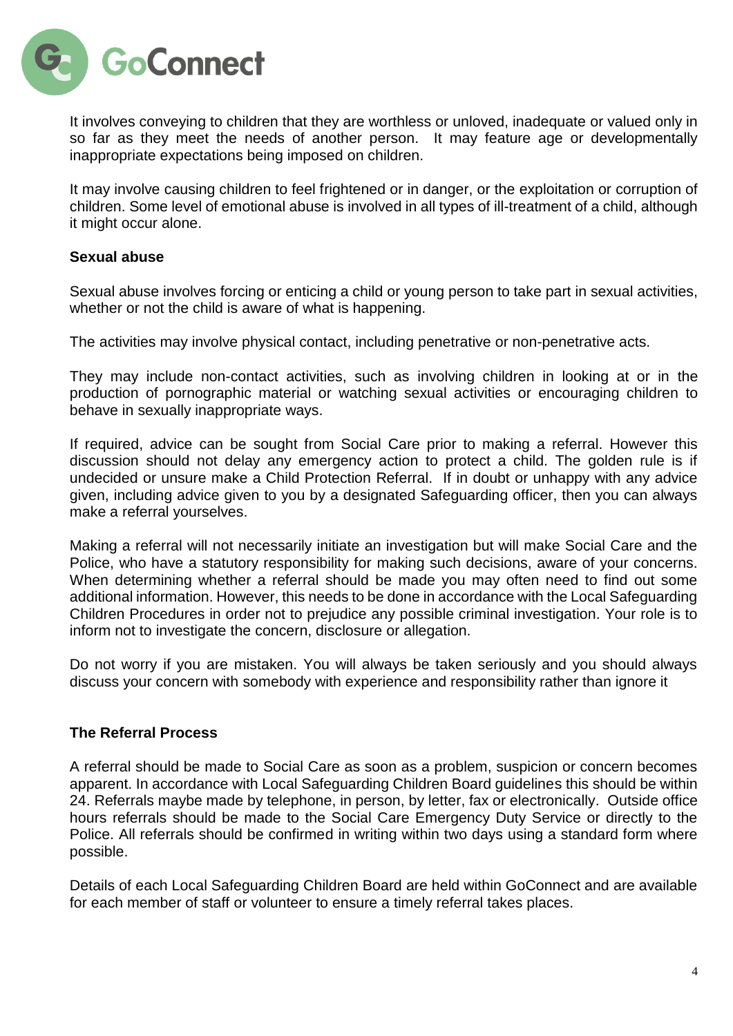It involves conveying to children that they are worthless or unloved, inadequate or valued only in so far as they meet the needs of another person. It may feature age or developmentally inappropriate expectations being imposed on children.

It may involve causing children to feel frightened or in danger, or the exploitation or corruption of children. Some level of emotional abuse is involved in all types of ill-treatment of a child, although it might occur alone.

**Sexual abuse**

Sexual abuse involves forcing or enticing a child or young person to take part in sexual activities, whether or not the child is aware of what is happening.

The activities may involve physical contact, including penetrative or non-penetrative acts.

They may include non-contact activities, such as involving children in looking at or in the production of pornographic material or watching sexual activities or encouraging children to behave in sexually inappropriate ways.

If required, advice can be sought from Social Care prior to making a referral. However this discussion should not delay any emergency action to protect a child. The golden rule is if undecided or unsure make a Child Protection Referral. If in doubt or unhappy with any advice given, including advice given to you by a designated Safeguarding officer, then you can always make a referral yourselves.

Making a referral will not necessarily initiate an investigation but will make Social Care and the Police, who have a statutory responsibility for making such decisions, aware of your concerns. When determining whether a referral should be made you may often need to find out some additional information. However, this needs to be done in accordance with the Local Safeguarding Children Procedures in order not to prejudice any possible criminal investigation. Your role is to inform not to investigate the concern, disclosure or allegation.

Do not worry if you are mistaken. You will always be taken seriously and you should always discuss your concern with somebody with experience and responsibility rather than ignore it

**The Referral Process**

A referral should be made to Social Care as soon as a problem, suspicion or concern becomes apparent. In accordance with Local Safeguarding Children Board guidelines this should be within 24. Referrals maybe made by telephone, in person, by letter, fax or electronically. Outside office hours referrals should be made to the Social Care Emergency Duty Service or directly to the Police. All referrals should be confirmed in writing within two days using a standard form where possible.

Details of each Local Safeguarding Children Board are held within GoConnect and are available for each member of staff or volunteer to ensure a timely referral takes places.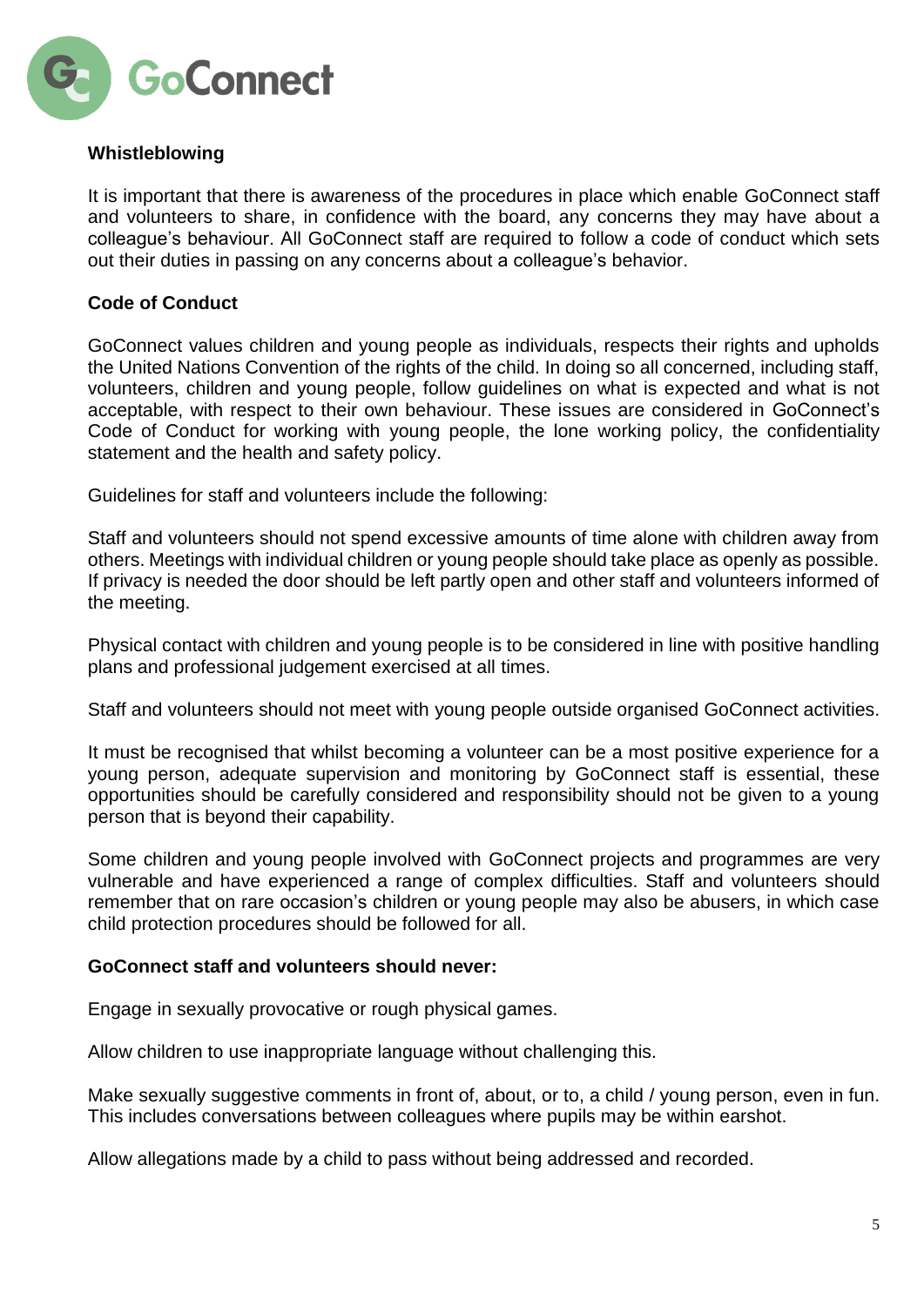**Whistleblowing**

It is important that there is awareness of the procedures in place which enable GoConnect staff and volunteers to share, in confidence with the board, any concerns they may have about a colleague's behaviour. All GoConnect staff are required to follow a code of conduct which sets out their duties in passing on any concerns about a colleague's behavior.

**Code of Conduct**

GoConnect values children and young people as individuals, respects their rights and upholds the United Nations Convention of the rights of the child. In doing so all concerned, including staff, volunteers, children and young people, follow guidelines on what is expected and what is not acceptable, with respect to their own behaviour. These issues are considered in GoConnect's Code of Conduct for working with young people, the lone working policy, the confidentiality statement and the health and safety policy.

Guidelines for staff and volunteers include the following:

Staff and volunteers should not spend excessive amounts of time alone with children away from others. Meetings with individual children or young people should take place as openly as possible. If privacy is needed the door should be left partly open and other staff and volunteers informed of the meeting.

Physical contact with children and young people is to be considered in line with positive handling plans and professional judgement exercised at all times.

Staff and volunteers should not meet with young people outside organised GoConnect activities.

It must be recognised that whilst becoming a volunteer can be a most positive experience for a young person, adequate supervision and monitoring by GoConnect staff is essential, these opportunities should be carefully considered and responsibility should not be given to a young person that is beyond their capability.

Some children and young people involved with GoConnect projects and programmes are very vulnerable and have experienced a range of complex difficulties. Staff and volunteers should remember that on rare occasion's children or young people may also be abusers, in which case child protection procedures should be followed for all.

**GoConnect staff and volunteers should never:**

Engage in sexually provocative or rough physical games.

Allow children to use inappropriate language without challenging this.

Make sexually suggestive comments in front of, about, or to, a child / young person, even in fun. This includes conversations between colleagues where pupils may be within earshot.

Allow allegations made by a child to pass without being addressed and recorded.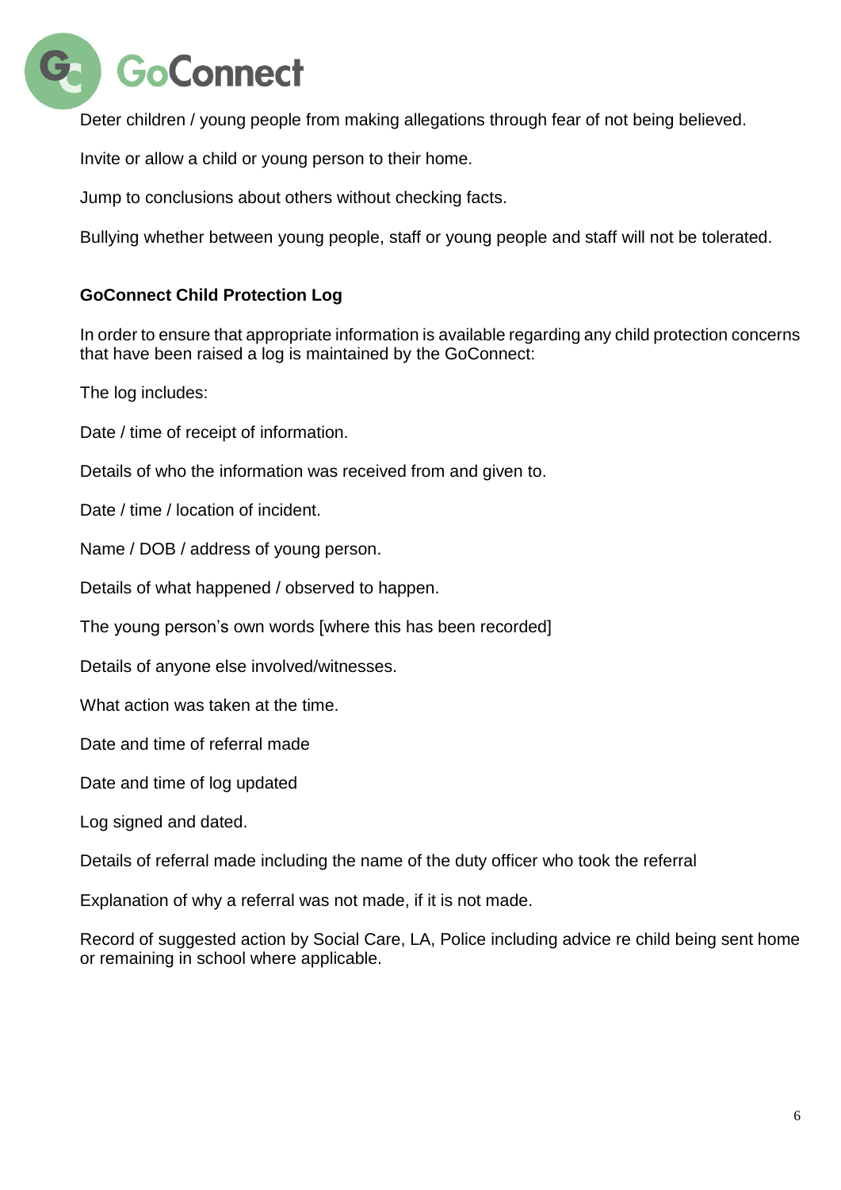Deter children / young people from making allegations through fear of not being believed.

Invite or allow a child or young person to their home.

Jump to conclusions about others without checking facts.

Bullying whether between young people, staff or young people and staff will not be tolerated.

**GoConnect Child Protection Log**

In order to ensure that appropriate information is available regarding any child protection concerns that have been raised a log is maintained by the GoConnect:

The log includes:

Date / time of receipt of information.

Details of who the information was received from and given to.

Date / time / location of incident.

Name / DOB / address of young person.

Details of what happened / observed to happen.

The young person's own words [where this has been recorded]

Details of anyone else involved/witnesses.

What action was taken at the time.

Date and time of referral made

Date and time of log updated

Log signed and dated.

Details of referral made including the name of the duty officer who took the referral

Explanation of why a referral was not made, if it is not made.

Record of suggested action by Social Care, LA, Police including advice re child being sent home or remaining in school where applicable.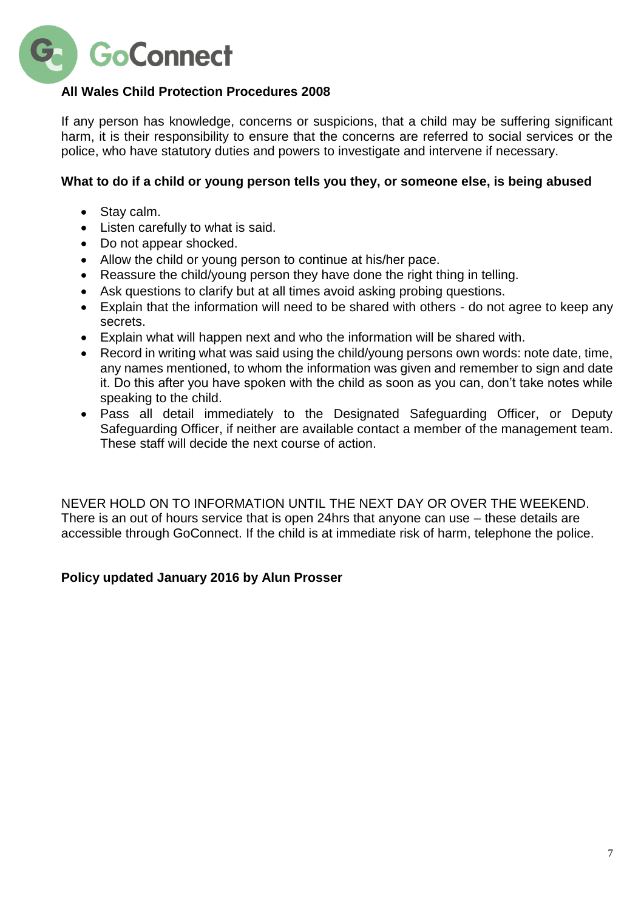**All Wales Child Protection Procedures 2008**

If any person has knowledge, concerns or suspicions, that a child may be suffering significant harm, it is their responsibility to ensure that the concerns are referred to social services or the police, who have statutory duties and powers to investigate and intervene if necessary.

**What to do if a child or young person tells you they, or someone else, is being abused**

- Stay calm.
- Listen carefully to what is said.
- Do not appear shocked.
- Allow the child or young person to continue at his/her pace.
- Reassure the child/young person they have done the right thing in telling.
- Ask questions to clarify but at all times avoid asking probing questions.
- Explain that the information will need to be shared with others - do not agree to keep any secrets.
- Explain what will happen next and who the information will be shared with.
- Record in writing what was said using the child/young persons own words: note date, time, any names mentioned, to whom the information was given and remember to sign and date it. Do this after you have spoken with the child as soon as you can, don't take notes while speaking to the child.
- Pass all detail immediately to the Designated Safeguarding Officer, or Deputy Safeguarding Officer, if neither are available contact a member of the management team. These staff will decide the next course of action.

NEVER HOLD ON TO INFORMATION UNTIL THE NEXT DAY OR OVER THE WEEKEND. There is an out of hours service that is open 24hrs that anyone can use – these details are accessible through GoConnect. If the child is at immediate risk of harm, telephone the police.

**Policy updated January 2016 by Alun Prosser**